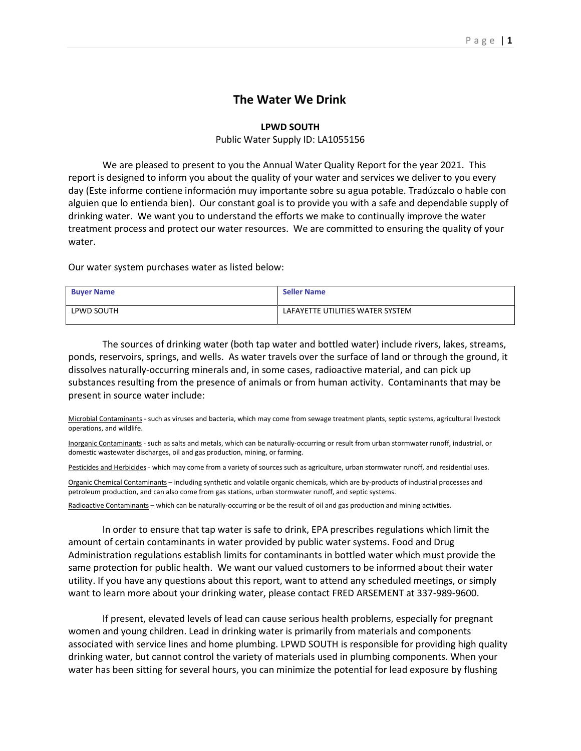# The Water We Drink

**LPWD SOUTH**

Public Water Supply ID: LA1055156

We are pleased to present to you the Annual Water Quality Report for the year 2021. This report is designed to inform you about the quality of your water and services we deliver to you every day (Este informe contiene información muy importante sobre su agua potable. Tradúzcalo o hable con alguien que lo entienda bien). Our constant goal is to provide you with a safe and dependable supply of drinking water. We want you to understand the efforts we make to continually improve the water treatment process and protect our water resources. We are committed to ensuring the quality of your water.

Our water system purchases water as listed below:

| Buyer Name | Seller Name |
|---|---|
| LPWD SOUTH | LAFAYETTE UTILITIES WATER SYSTEM |

The sources of drinking water (both tap water and bottled water) include rivers, lakes, streams, ponds, reservoirs, springs, and wells. As water travels over the surface of land or through the ground, it dissolves naturally-occurring minerals and, in some cases, radioactive material, and can pick up substances resulting from the presence of animals or from human activity. Contaminants that may be present in source water include:

Microbial Contaminants - such as viruses and bacteria, which may come from sewage treatment plants, septic systems, agricultural livestock operations, and wildlife.

Inorganic Contaminants - such as salts and metals, which can be naturally-occurring or result from urban stormwater runoff, industrial, or domestic wastewater discharges, oil and gas production, mining, or farming.

Pesticides and Herbicides - which may come from a variety of sources such as agriculture, urban stormwater runoff, and residential uses.

Organic Chemical Contaminants – including synthetic and volatile organic chemicals, which are by-products of industrial processes and petroleum production, and can also come from gas stations, urban stormwater runoff, and septic systems.

Radioactive Contaminants – which can be naturally-occurring or be the result of oil and gas production and mining activities.

In order to ensure that tap water is safe to drink, EPA prescribes regulations which limit the amount of certain contaminants in water provided by public water systems. Food and Drug Administration regulations establish limits for contaminants in bottled water which must provide the same protection for public health. We want our valued customers to be informed about their water utility. If you have any questions about this report, want to attend any scheduled meetings, or simply want to learn more about your drinking water, please contact FRED ARSEMENT at 337-989-9600.

If present, elevated levels of lead can cause serious health problems, especially for pregnant women and young children. Lead in drinking water is primarily from materials and components associated with service lines and home plumbing. LPWD SOUTH is responsible for providing high quality drinking water, but cannot control the variety of materials used in plumbing components. When your water has been sitting for several hours, you can minimize the potential for lead exposure by flushing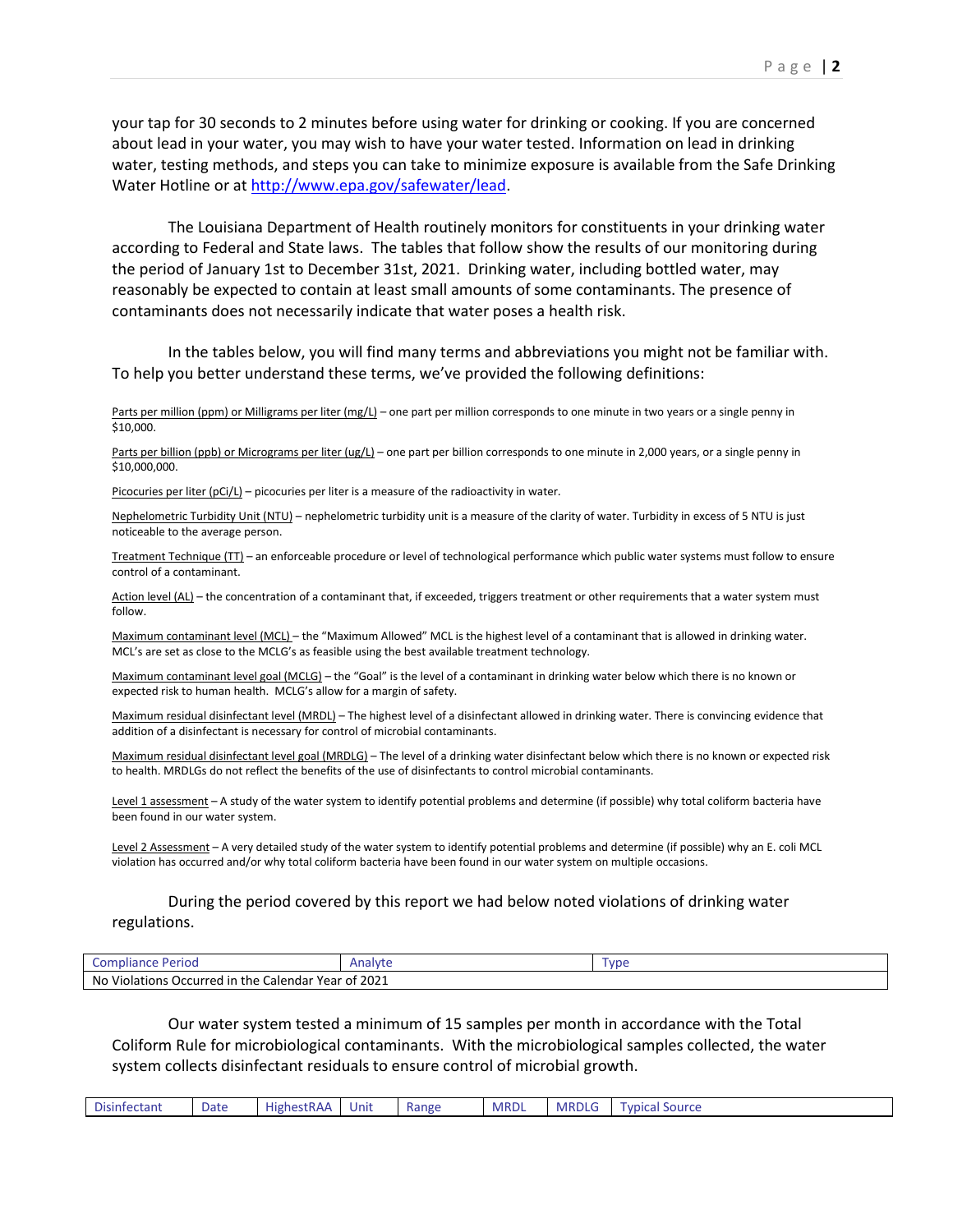your tap for 30 seconds to 2 minutes before using water for drinking or cooking. If you are concerned about lead in your water, you may wish to have your water tested. Information on lead in drinking water, testing methods, and steps you can take to minimize exposure is available from the Safe Drinking Water Hotline or at http://www.epa.gov/safewater/lead.

The Louisiana Department of Health routinely monitors for constituents in your drinking water according to Federal and State laws. The tables that follow show the results of our monitoring during the period of January 1st to December 31st, 2021. Drinking water, including bottled water, may reasonably be expected to contain at least small amounts of some contaminants. The presence of contaminants does not necessarily indicate that water poses a health risk.

In the tables below, you will find many terms and abbreviations you might not be familiar with. To help you better understand these terms, we've provided the following definitions:

Parts per million (ppm) or Milligrams per liter (mg/L) – one part per million corresponds to one minute in two years or a single penny in $10,000.

Parts per billion (ppb) or Micrograms per liter (ug/L) – one part per billion corresponds to one minute in 2,000 years, or a single penny in $10,000,000.

Picocuries per liter (pCi/L) – picocuries per liter is a measure of the radioactivity in water.

Nephelometric Turbidity Unit (NTU) – nephelometric turbidity unit is a measure of the clarity of water. Turbidity in excess of 5 NTU is just noticeable to the average person.

Treatment Technique (TT) – an enforceable procedure or level of technological performance which public water systems must follow to ensure control of a contaminant.

Action level (AL) – the concentration of a contaminant that, if exceeded, triggers treatment or other requirements that a water system must follow.

Maximum contaminant level (MCL) – the "Maximum Allowed" MCL is the highest level of a contaminant that is allowed in drinking water. MCL's are set as close to the MCLG's as feasible using the best available treatment technology.

Maximum contaminant level goal (MCLG) – the "Goal" is the level of a contaminant in drinking water below which there is no known or expected risk to human health. MCLG's allow for a margin of safety.

Maximum residual disinfectant level (MRDL) – The highest level of a disinfectant allowed in drinking water. There is convincing evidence that addition of a disinfectant is necessary for control of microbial contaminants.

Maximum residual disinfectant level goal (MRDLG) – The level of a drinking water disinfectant below which there is no known or expected risk to health. MRDLGs do not reflect the benefits of the use of disinfectants to control microbial contaminants.

Level 1 assessment – A study of the water system to identify potential problems and determine (if possible) why total coliform bacteria have been found in our water system.

Level 2 Assessment – A very detailed study of the water system to identify potential problems and determine (if possible) why an E. coli MCL violation has occurred and/or why total coliform bacteria have been found in our water system on multiple occasions.

During the period covered by this report we had below noted violations of drinking water regulations.

| Compliance Period | Analyte | Type |
|---|---|---|
| No Violations Occurred in the Calendar Year of 2021 | | |

Our water system tested a minimum of 15 samples per month in accordance with the Total Coliform Rule for microbiological contaminants. With the microbiological samples collected, the water system collects disinfectant residuals to ensure control of microbial growth.

| Disinfectant | Date | HighestRAA | Unit | Range | MRDL | MRDLG | Typical Source |
|---|---|---|---|---|---|---|---|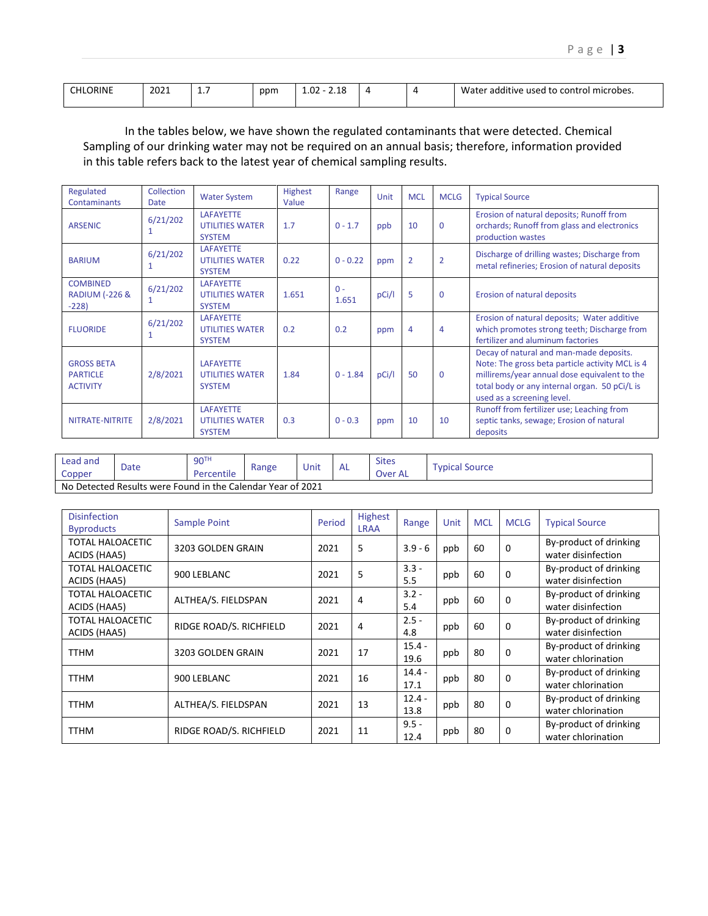| CHLORINE | 2021 | 1.7 | ppm | 1.02 - 2.18 | 4 | 4 | Water additive used to control microbes. |
|---|---|---|---|---|---|---|---|

In the tables below, we have shown the regulated contaminants that were detected. Chemical Sampling of our drinking water may not be required on an annual basis; therefore, information provided in this table refers back to the latest year of chemical sampling results.

| Regulated Contaminants | Collection Date | Water System | Highest Value | Range | Unit | MCL | MCLG | Typical Source |
|---|---|---|---|---|---|---|---|---|
| ARSENIC | 6/21/2021 | LAFAYETTE UTILITIES WATER SYSTEM | 1.7 | 0 - 1.7 | ppb | 10 | 0 | Erosion of natural deposits; Runoff from orchards; Runoff from glass and electronics production wastes |
| BARIUM | 6/21/2021 | LAFAYETTE UTILITIES WATER SYSTEM | 0.22 | 0 - 0.22 | ppm | 2 | 2 | Discharge of drilling wastes; Discharge from metal refineries; Erosion of natural deposits |
| COMBINED RADIUM (-226 & -228) | 6/21/2021 | LAFAYETTE UTILITIES WATER SYSTEM | 1.651 | 0 - 1.651 | pCi/l | 5 | 0 | Erosion of natural deposits |
| FLUORIDE | 6/21/2021 | LAFAYETTE UTILITIES WATER SYSTEM | 0.2 | 0.2 | ppm | 4 | 4 | Erosion of natural deposits; Water additive which promotes strong teeth; Discharge from fertilizer and aluminum factories |
| GROSS BETA PARTICLE ACTIVITY | 2/8/2021 | LAFAYETTE UTILITIES WATER SYSTEM | 1.84 | 0 - 1.84 | pCi/l | 50 | 0 | Decay of natural and man-made deposits. Note: The gross beta particle activity MCL is 4 millirems/year annual dose equivalent to the total body or any internal organ. 50 pCi/L is used as a screening level. |
| NITRATE-NITRITE | 2/8/2021 | LAFAYETTE UTILITIES WATER SYSTEM | 0.3 | 0 - 0.3 | ppm | 10 | 10 | Runoff from fertilizer use; Leaching from septic tanks, sewage; Erosion of natural deposits |

| Lead and Copper | Date | 90TH Percentile | Range | Unit | AL | Sites Over AL | Typical Source |
|---|---|---|---|---|---|---|---|
| No Detected Results were Found in the Calendar Year of 2021 | | | | | | | |

| Disinfection Byproducts | Sample Point | Period | Highest LRAA | Range | Unit | MCL | MCLG | Typical Source |
|---|---|---|---|---|---|---|---|---|
| TOTAL HALOACETIC ACIDS (HAA5) | 3203 GOLDEN GRAIN | 2021 | 5 | 3.9 - 6 | ppb | 60 | 0 | By-product of drinking water disinfection |
| TOTAL HALOACETIC ACIDS (HAA5) | 900 LEBLANC | 2021 | 5 | 3.3 - 5.5 | ppb | 60 | 0 | By-product of drinking water disinfection |
| TOTAL HALOACETIC ACIDS (HAA5) | ALTHEA/S. FIELDSPAN | 2021 | 4 | 3.2 - 5.4 | ppb | 60 | 0 | By-product of drinking water disinfection |
| TOTAL HALOACETIC ACIDS (HAA5) | RIDGE ROAD/S. RICHFIELD | 2021 | 4 | 2.5 - 4.8 | ppb | 60 | 0 | By-product of drinking water disinfection |
| TTHM | 3203 GOLDEN GRAIN | 2021 | 17 | 15.4 - 19.6 | ppb | 80 | 0 | By-product of drinking water chlorination |
| TTHM | 900 LEBLANC | 2021 | 16 | 14.4 - 17.1 | ppb | 80 | 0 | By-product of drinking water chlorination |
| TTHM | ALTHEA/S. FIELDSPAN | 2021 | 13 | 12.4 - 13.8 | ppb | 80 | 0 | By-product of drinking water chlorination |
| TTHM | RIDGE ROAD/S. RICHFIELD | 2021 | 11 | 9.5 - 12.4 | ppb | 80 | 0 | By-product of drinking water chlorination |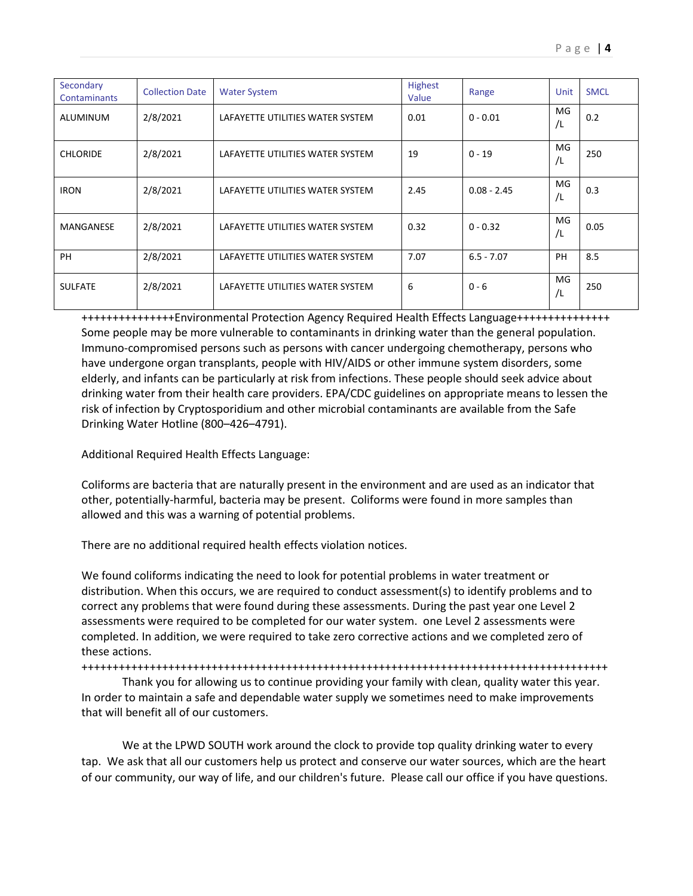| Secondary Contaminants | Collection Date | Water System | Highest Value | Range | Unit | SMCL |
|---|---|---|---|---|---|---|
| ALUMINUM | 2/8/2021 | LAFAYETTE UTILITIES WATER SYSTEM | 0.01 | 0 - 0.01 | MG/L | 0.2 |
| CHLORIDE | 2/8/2021 | LAFAYETTE UTILITIES WATER SYSTEM | 19 | 0 - 19 | MG/L | 250 |
| IRON | 2/8/2021 | LAFAYETTE UTILITIES WATER SYSTEM | 2.45 | 0.08 - 2.45 | MG/L | 0.3 |
| MANGANESE | 2/8/2021 | LAFAYETTE UTILITIES WATER SYSTEM | 0.32 | 0 - 0.32 | MG/L | 0.05 |
| PH | 2/8/2021 | LAFAYETTE UTILITIES WATER SYSTEM | 7.07 | 6.5 - 7.07 | PH | 8.5 |
| SULFATE | 2/8/2021 | LAFAYETTE UTILITIES WATER SYSTEM | 6 | 0 - 6 | MG/L | 250 |

+++++++++++++++Environmental Protection Agency Required Health Effects Language+++++++++++++++
Some people may be more vulnerable to contaminants in drinking water than the general population. Immuno-compromised persons such as persons with cancer undergoing chemotherapy, persons who have undergone organ transplants, people with HIV/AIDS or other immune system disorders, some elderly, and infants can be particularly at risk from infections. These people should seek advice about drinking water from their health care providers. EPA/CDC guidelines on appropriate means to lessen the risk of infection by Cryptosporidium and other microbial contaminants are available from the Safe Drinking Water Hotline (800–426–4791).

Additional Required Health Effects Language:

Coliforms are bacteria that are naturally present in the environment and are used as an indicator that other, potentially-harmful, bacteria may be present. Coliforms were found in more samples than allowed and this was a warning of potential problems.

There are no additional required health effects violation notices.

We found coliforms indicating the need to look for potential problems in water treatment or distribution. When this occurs, we are required to conduct assessment(s) to identify problems and to correct any problems that were found during these assessments. During the past year one Level 2 assessments were required to be completed for our water system. one Level 2 assessments were completed. In addition, we were required to take zero corrective actions and we completed zero of these actions.
+++++++++++++++++++++++++++++++++++++++++++++++++++++++++++++++++++++++++++++++++++++++++++

Thank you for allowing us to continue providing your family with clean, quality water this year. In order to maintain a safe and dependable water supply we sometimes need to make improvements that will benefit all of our customers.

We at the LPWD SOUTH work around the clock to provide top quality drinking water to every tap. We ask that all our customers help us protect and conserve our water sources, which are the heart of our community, our way of life, and our children's future. Please call our office if you have questions.